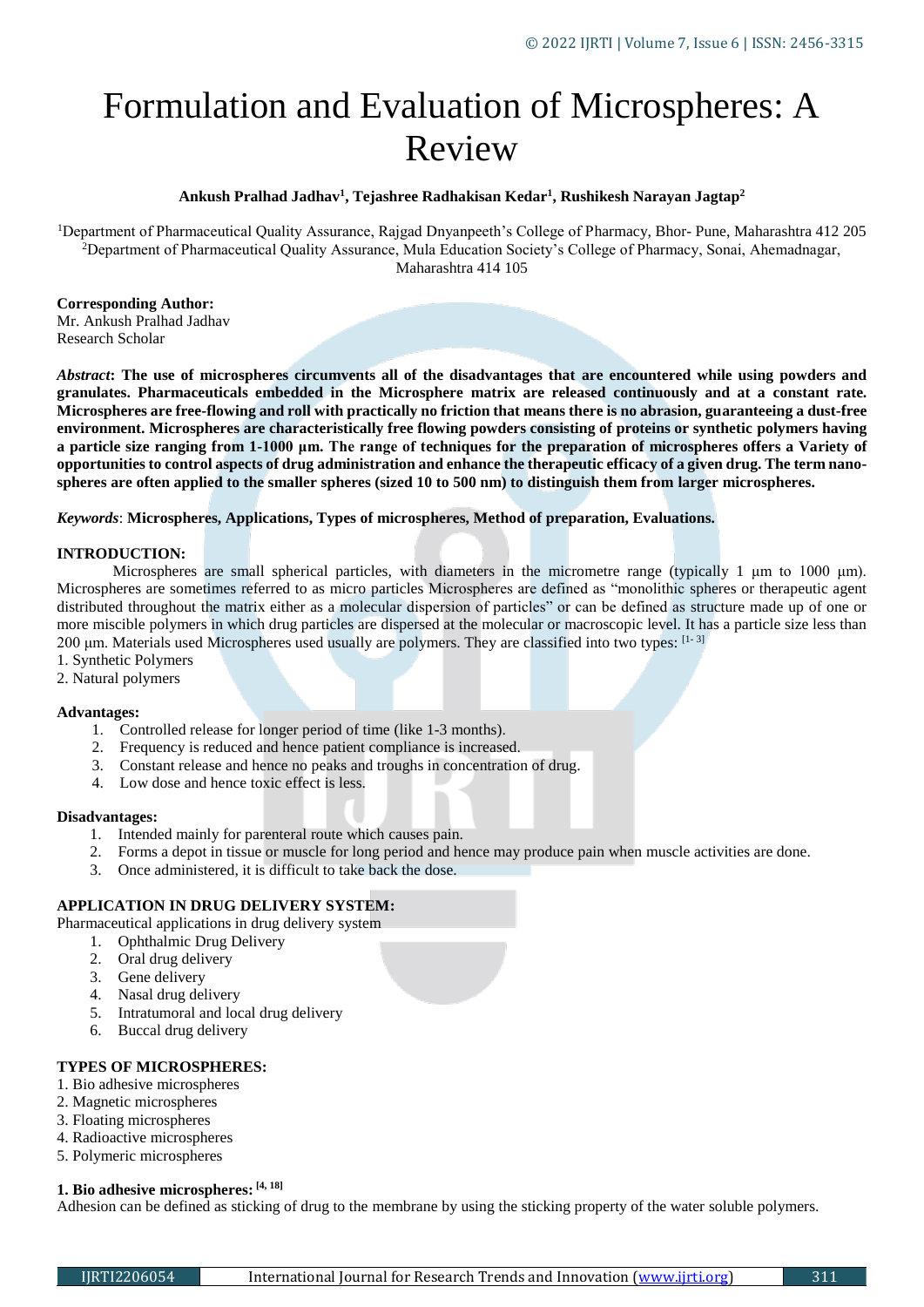# Formulation and Evaluation of Microspheres: A Review

**Ankush Pralhad Jadhav[1], Tejashree Radhakisan Kedar[1], Rushikesh Narayan Jagtap[2]**

[1]Department of Pharmaceutical Quality Assurance, Rajgad Dnyanpeeth's College of Pharmacy, Bhor- Pune, Maharashtra 412 205
[2]Department of Pharmaceutical Quality Assurance, Mula Education Society's College of Pharmacy, Sonai, Ahemadnagar, Maharashtra 414 105

**Corresponding Author:**
Mr. Ankush Pralhad Jadhav
Research Scholar

***Abstract*: The use of microspheres circumvents all of the disadvantages that are encountered while using powders and granulates. Pharmaceuticals embedded in the Microsphere matrix are released continuously and at a constant rate. Microspheres are free-flowing and roll with practically no friction that means there is no abrasion, guaranteeing a dust-free environment. Microspheres are characteristically free flowing powders consisting of proteins or synthetic polymers having a particle size ranging from 1-1000 µm. The range of techniques for the preparation of microspheres offers a Variety of opportunities to control aspects of drug administration and enhance the therapeutic efficacy of a given drug. The term nano-spheres are often applied to the smaller spheres (sized 10 to 500 nm) to distinguish them from larger microspheres.**

*Keywords*: **Microspheres, Applications, Types of microspheres, Method of preparation, Evaluations.**

## INTRODUCTION:

Microspheres are small spherical particles, with diameters in the micrometre range (typically 1 µm to 1000 µm). Microspheres are sometimes referred to as micro particles Microspheres are defined as "monolithic spheres or therapeutic agent distributed throughout the matrix either as a molecular dispersion of particles" or can be defined as structure made up of one or more miscible polymers in which drug particles are dispersed at the molecular or macroscopic level. It has a particle size less than 200 µm. Materials used Microspheres used usually are polymers. They are classified into two types: [1- 3]

1. Synthetic Polymers
2. Natural polymers

### Advantages:

1. Controlled release for longer period of time (like 1-3 months).
2. Frequency is reduced and hence patient compliance is increased.
3. Constant release and hence no peaks and troughs in concentration of drug.
4. Low dose and hence toxic effect is less.

### Disadvantages:

1. Intended mainly for parenteral route which causes pain.
2. Forms a depot in tissue or muscle for long period and hence may produce pain when muscle activities are done.
3. Once administered, it is difficult to take back the dose.

## APPLICATION IN DRUG DELIVERY SYSTEM:

Pharmaceutical applications in drug delivery system

1. Ophthalmic Drug Delivery
2. Oral drug delivery
3. Gene delivery
4. Nasal drug delivery
5. Intratumoral and local drug delivery
6. Buccal drug delivery

## TYPES OF MICROSPHERES:

1. Bio adhesive microspheres
2. Magnetic microspheres
3. Floating microspheres
4. Radioactive microspheres
5. Polymeric microspheres

### 1. Bio adhesive microspheres: [4, 18]

Adhesion can be defined as sticking of drug to the membrane by using the sticking property of the water soluble polymers.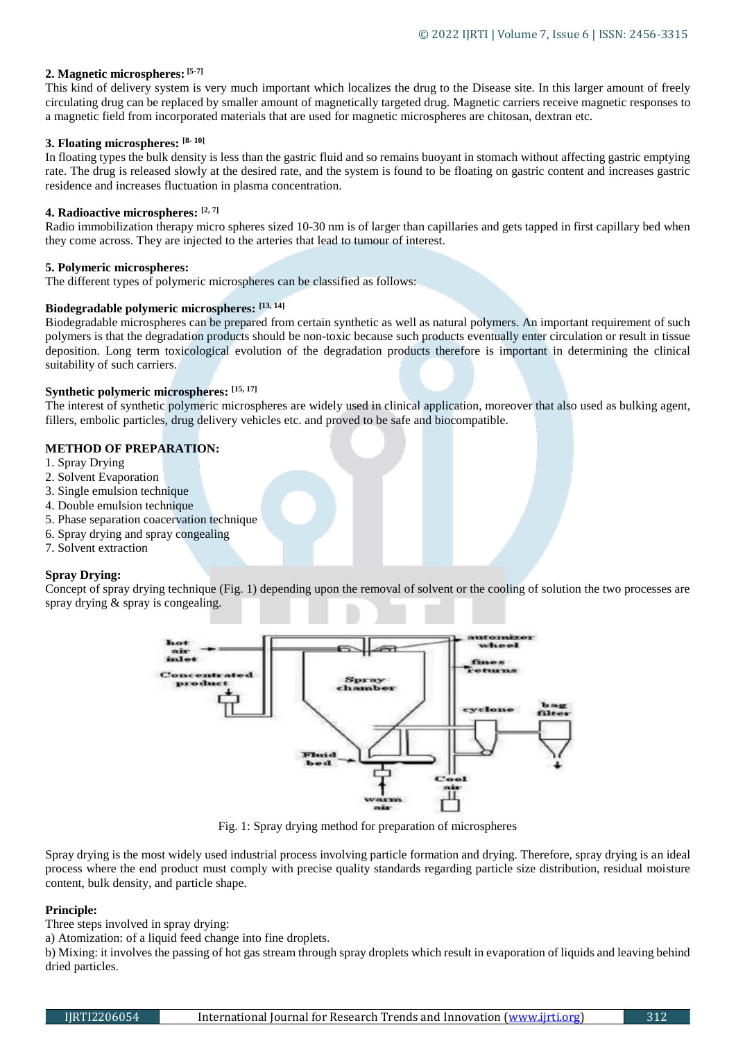**2. Magnetic microspheres:** [5-7]

This kind of delivery system is very much important which localizes the drug to the Disease site. In this larger amount of freely circulating drug can be replaced by smaller amount of magnetically targeted drug. Magnetic carriers receive magnetic responses to a magnetic field from incorporated materials that are used for magnetic microspheres are chitosan, dextran etc.

**3. Floating microspheres:** [8- 10]

In floating types the bulk density is less than the gastric fluid and so remains buoyant in stomach without affecting gastric emptying rate. The drug is released slowly at the desired rate, and the system is found to be floating on gastric content and increases gastric residence and increases fluctuation in plasma concentration.

**4. Radioactive microspheres:** [2, 7]

Radio immobilization therapy micro spheres sized 10-30 nm is of larger than capillaries and gets tapped in first capillary bed when they come across. They are injected to the arteries that lead to tumour of interest.

**5. Polymeric microspheres:**

The different types of polymeric microspheres can be classified as follows:

**Biodegradable polymeric microspheres:** [13, 14]

Biodegradable microspheres can be prepared from certain synthetic as well as natural polymers. An important requirement of such polymers is that the degradation products should be non-toxic because such products eventually enter circulation or result in tissue deposition. Long term toxicological evolution of the degradation products therefore is important in determining the clinical suitability of such carriers.

**Synthetic polymeric microspheres:** [15, 17]

The interest of synthetic polymeric microspheres are widely used in clinical application, moreover that also used as bulking agent, fillers, embolic particles, drug delivery vehicles etc. and proved to be safe and biocompatible.

**METHOD OF PREPARATION:**

1. Spray Drying
2. Solvent Evaporation
3. Single emulsion technique
4. Double emulsion technique
5. Phase separation coacervation technique
6. Spray drying and spray congealing
7. Solvent extraction

**Spray Drying:**

Concept of spray drying technique (Fig. 1) depending upon the removal of solvent or the cooling of solution the two processes are spray drying & spray is congealing.

Fig. 1: Spray drying method for preparation of microspheres

Spray drying is the most widely used industrial process involving particle formation and drying. Therefore, spray drying is an ideal process where the end product must comply with precise quality standards regarding particle size distribution, residual moisture content, bulk density, and particle shape.

**Principle:**

Three steps involved in spray drying:

a) Atomization: of a liquid feed change into fine droplets.

b) Mixing: it involves the passing of hot gas stream through spray droplets which result in evaporation of liquids and leaving behind dried particles.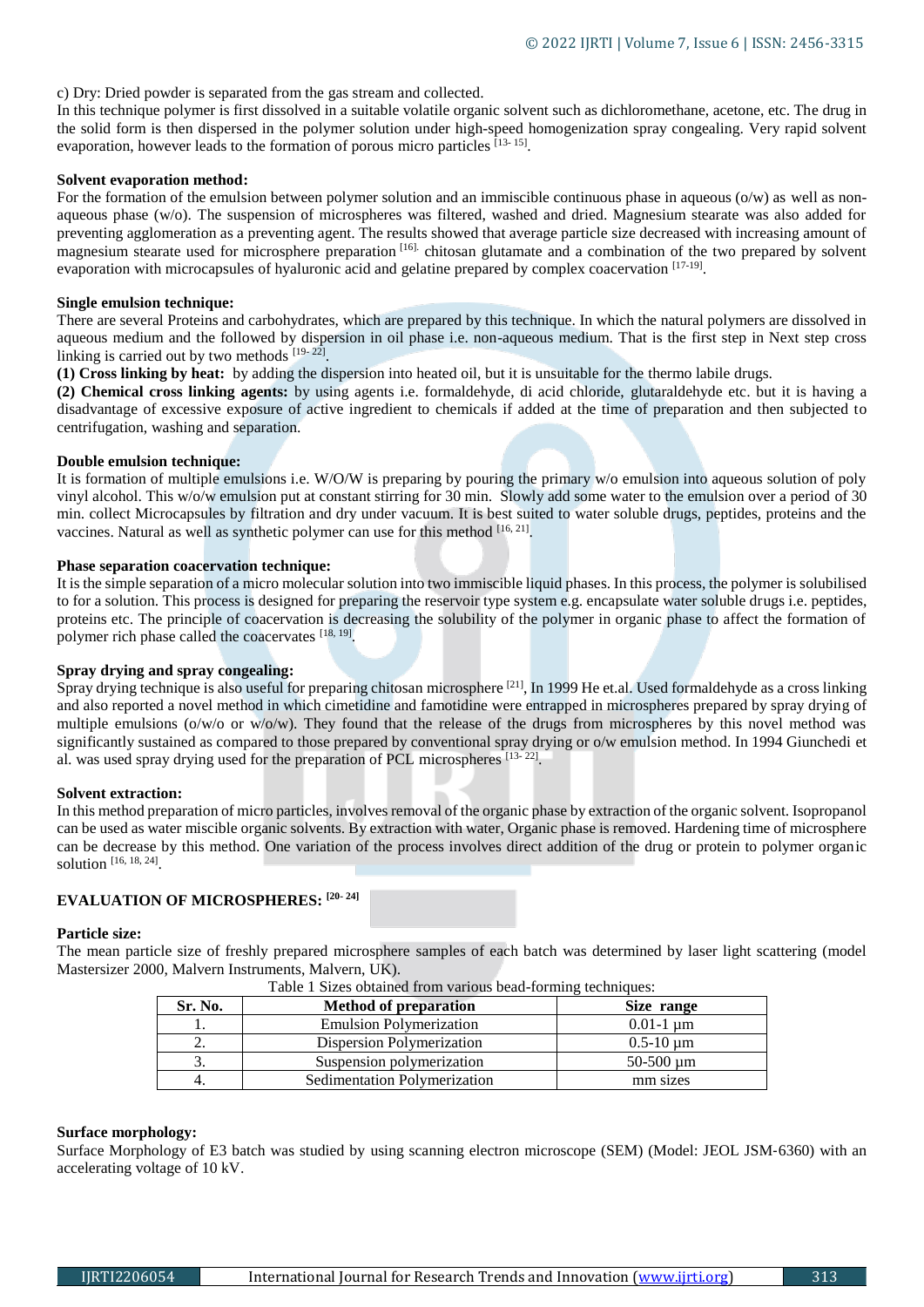c) Dry: Dried powder is separated from the gas stream and collected.

In this technique polymer is first dissolved in a suitable volatile organic solvent such as dichloromethane, acetone, etc. The drug in the solid form is then dispersed in the polymer solution under high-speed homogenization spray congealing. Very rapid solvent evaporation, however leads to the formation of porous micro particles [13- 15].

**Solvent evaporation method:**

For the formation of the emulsion between polymer solution and an immiscible continuous phase in aqueous (o/w) as well as non-aqueous phase (w/o). The suspension of microspheres was filtered, washed and dried. Magnesium stearate was also added for preventing agglomeration as a preventing agent. The results showed that average particle size decreased with increasing amount of magnesium stearate used for microsphere preparation [16]. chitosan glutamate and a combination of the two prepared by solvent evaporation with microcapsules of hyaluronic acid and gelatine prepared by complex coacervation [17-19].

**Single emulsion technique:**

There are several Proteins and carbohydrates, which are prepared by this technique. In which the natural polymers are dissolved in aqueous medium and the followed by dispersion in oil phase i.e. non-aqueous medium. That is the first step in Next step cross linking is carried out by two methods [19- 22].

**(1) Cross linking by heat:** by adding the dispersion into heated oil, but it is unsuitable for the thermo labile drugs.

**(2) Chemical cross linking agents:** by using agents i.e. formaldehyde, di acid chloride, glutaraldehyde etc. but it is having a disadvantage of excessive exposure of active ingredient to chemicals if added at the time of preparation and then subjected to centrifugation, washing and separation.

**Double emulsion technique:**

It is formation of multiple emulsions i.e. W/O/W is preparing by pouring the primary w/o emulsion into aqueous solution of poly vinyl alcohol. This w/o/w emulsion put at constant stirring for 30 min. Slowly add some water to the emulsion over a period of 30 min. collect Microcapsules by filtration and dry under vacuum. It is best suited to water soluble drugs, peptides, proteins and the vaccines. Natural as well as synthetic polymer can use for this method [16, 21].

**Phase separation coacervation technique:**

It is the simple separation of a micro molecular solution into two immiscible liquid phases. In this process, the polymer is solubilised to for a solution. This process is designed for preparing the reservoir type system e.g. encapsulate water soluble drugs i.e. peptides, proteins etc. The principle of coacervation is decreasing the solubility of the polymer in organic phase to affect the formation of polymer rich phase called the coacervates [18, 19].

**Spray drying and spray congealing:**

Spray drying technique is also useful for preparing chitosan microsphere [21], In 1999 He et.al. Used formaldehyde as a cross linking and also reported a novel method in which cimetidine and famotidine were entrapped in microspheres prepared by spray drying of multiple emulsions (o/w/o or w/o/w). They found that the release of the drugs from microspheres by this novel method was significantly sustained as compared to those prepared by conventional spray drying or o/w emulsion method. In 1994 Giunchedi et al. was used spray drying used for the preparation of PCL microspheres [13- 22].

**Solvent extraction:**

In this method preparation of micro particles, involves removal of the organic phase by extraction of the organic solvent. Isopropanol can be used as water miscible organic solvents. By extraction with water, Organic phase is removed. Hardening time of microsphere can be decrease by this method. One variation of the process involves direct addition of the drug or protein to polymer organic solution [16, 18, 24].

## EVALUATION OF MICROSPHERES: [20- 24]

**Particle size:**

The mean particle size of freshly prepared microsphere samples of each batch was determined by laser light scattering (model Mastersizer 2000, Malvern Instruments, Malvern, UK).

Table 1 Sizes obtained from various bead-forming techniques:

| Sr. No. | Method of preparation | Size range |
|---|---|---|
| 1. | Emulsion Polymerization | 0.01-1 μm |
| 2. | Dispersion Polymerization | 0.5-10 μm |
| 3. | Suspension polymerization | 50-500 μm |
| 4. | Sedimentation Polymerization | mm sizes |

**Surface morphology:**

Surface Morphology of E3 batch was studied by using scanning electron microscope (SEM) (Model: JEOL JSM-6360) with an accelerating voltage of 10 kV.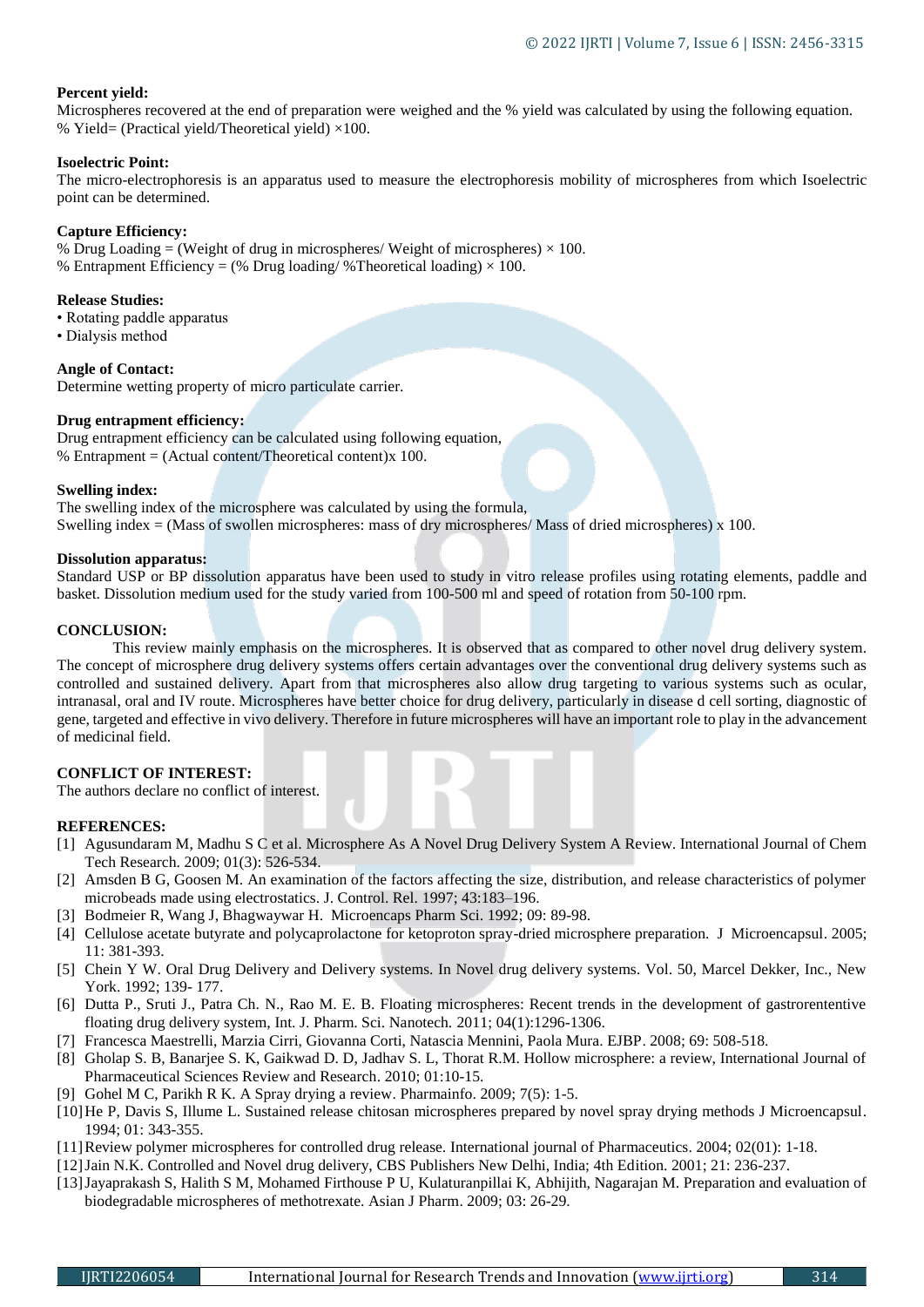**Percent yield:**

Microspheres recovered at the end of preparation were weighed and the % yield was calculated by using the following equation.
% Yield= (Practical yield/Theoretical yield) ×100.

**Isoelectric Point:**

The micro-electrophoresis is an apparatus used to measure the electrophoresis mobility of microspheres from which Isoelectric point can be determined.

**Capture Efficiency:**

% Drug Loading = (Weight of drug in microspheres/ Weight of microspheres) × 100.
% Entrapment Efficiency = (% Drug loading/ %Theoretical loading) × 100.

**Release Studies:**

- Rotating paddle apparatus
- Dialysis method

**Angle of Contact:**

Determine wetting property of micro particulate carrier.

**Drug entrapment efficiency:**

Drug entrapment efficiency can be calculated using following equation,
% Entrapment = (Actual content/Theoretical content)x 100.

**Swelling index:**

The swelling index of the microsphere was calculated by using the formula,
Swelling index = (Mass of swollen microspheres: mass of dry microspheres/ Mass of dried microspheres) x 100.

**Dissolution apparatus:**

Standard USP or BP dissolution apparatus have been used to study in vitro release profiles using rotating elements, paddle and basket. Dissolution medium used for the study varied from 100-500 ml and speed of rotation from 50-100 rpm.

## CONCLUSION:

This review mainly emphasis on the microspheres. It is observed that as compared to other novel drug delivery system. The concept of microsphere drug delivery systems offers certain advantages over the conventional drug delivery systems such as controlled and sustained delivery. Apart from that microspheres also allow drug targeting to various systems such as ocular, intranasal, oral and IV route. Microspheres have better choice for drug delivery, particularly in disease d cell sorting, diagnostic of gene, targeted and effective in vivo delivery. Therefore in future microspheres will have an important role to play in the advancement of medicinal field.

## CONFLICT OF INTEREST:

The authors declare no conflict of interest.

## REFERENCES:

[1] Agusundaram M, Madhu S C et al. Microsphere As A Novel Drug Delivery System A Review. International Journal of Chem Tech Research. 2009; 01(3): 526-534.

[2] Amsden B G, Goosen M. An examination of the factors affecting the size, distribution, and release characteristics of polymer microbeads made using electrostatics. J. Control. Rel. 1997; 43:183–196.

[3] Bodmeier R, Wang J, Bhagwaywar H. Microencaps Pharm Sci. 1992; 09: 89-98.

[4] Cellulose acetate butyrate and polycaprolactone for ketoproton spray-dried microsphere preparation. J Microencapsul. 2005; 11: 381-393.

[5] Chein Y W. Oral Drug Delivery and Delivery systems. In Novel drug delivery systems. Vol. 50, Marcel Dekker, Inc., New York. 1992; 139- 177.

[6] Dutta P., Sruti J., Patra Ch. N., Rao M. E. B. Floating microspheres: Recent trends in the development of gastrorententive floating drug delivery system, Int. J. Pharm. Sci. Nanotech. 2011; 04(1):1296-1306.

[7] Francesca Maestrelli, Marzia Cirri, Giovanna Corti, Natascia Mennini, Paola Mura. EJBP. 2008; 69: 508-518.

[8] Gholap S. B, Banarjee S. K, Gaikwad D. D, Jadhav S. L, Thorat R.M. Hollow microsphere: a review, International Journal of Pharmaceutical Sciences Review and Research. 2010; 01:10-15.

[9] Gohel M C, Parikh R K. A Spray drying a review. Pharmainfo. 2009; 7(5): 1-5.

[10] He P, Davis S, Illume L. Sustained release chitosan microspheres prepared by novel spray drying methods J Microencapsul. 1994; 01: 343-355.

[11] Review polymer microspheres for controlled drug release. International journal of Pharmaceutics. 2004; 02(01): 1-18.

[12] Jain N.K. Controlled and Novel drug delivery, CBS Publishers New Delhi, India; 4th Edition. 2001; 21: 236-237.

[13] Jayaprakash S, Halith S M, Mohamed Firthouse P U, Kulaturanpillai K, Abhijith, Nagarajan M. Preparation and evaluation of biodegradable microspheres of methotrexate. Asian J Pharm. 2009; 03: 26-29.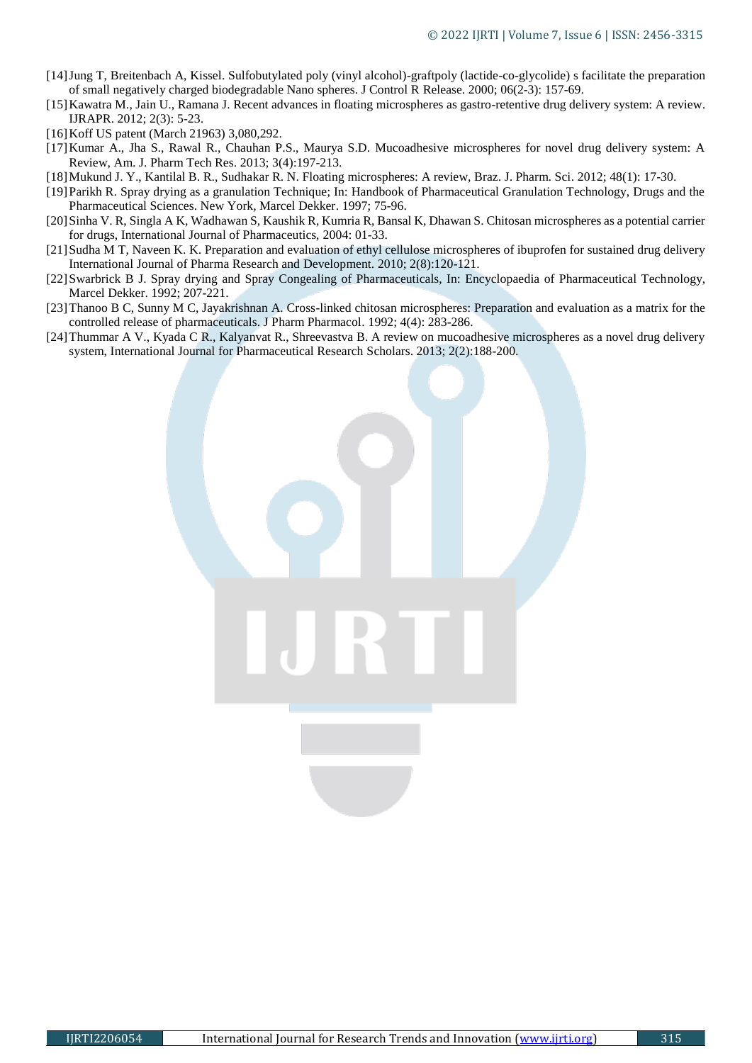[14] Jung T, Breitenbach A, Kissel. Sulfobutylated poly (vinyl alcohol)-graftpoly (lactide-co-glycolide) s facilitate the preparation of small negatively charged biodegradable Nano spheres. J Control R Release. 2000; 06(2-3): 157-69.

[15] Kawatra M., Jain U., Ramana J. Recent advances in floating microspheres as gastro-retentive drug delivery system: A review. IJRAPR. 2012; 2(3): 5-23.

[16] Koff US patent (March 21963) 3,080,292.

[17] Kumar A., Jha S., Rawal R., Chauhan P.S., Maurya S.D. Mucoadhesive microspheres for novel drug delivery system: A Review, Am. J. Pharm Tech Res. 2013; 3(4):197-213.

[18] Mukund J. Y., Kantilal B. R., Sudhakar R. N. Floating microspheres: A review, Braz. J. Pharm. Sci. 2012; 48(1): 17-30.

[19] Parikh R. Spray drying as a granulation Technique; In: Handbook of Pharmaceutical Granulation Technology, Drugs and the Pharmaceutical Sciences. New York, Marcel Dekker. 1997; 75-96.

[20] Sinha V. R, Singla A K, Wadhawan S, Kaushik R, Kumria R, Bansal K, Dhawan S. Chitosan microspheres as a potential carrier for drugs, International Journal of Pharmaceutics, 2004: 01-33.

[21] Sudha M T, Naveen K. K. Preparation and evaluation of ethyl cellulose microspheres of ibuprofen for sustained drug delivery International Journal of Pharma Research and Development. 2010; 2(8):120-121.

[22] Swarbrick B J. Spray drying and Spray Congealing of Pharmaceuticals, In: Encyclopaedia of Pharmaceutical Technology, Marcel Dekker. 1992; 207-221.

[23] Thanoo B C, Sunny M C, Jayakrishnan A. Cross-linked chitosan microspheres: Preparation and evaluation as a matrix for the controlled release of pharmaceuticals. J Pharm Pharmacol. 1992; 4(4): 283-286.

[24] Thummar A V., Kyada C R., Kalyanvat R., Shreevastva B. A review on mucoadhesive microspheres as a novel drug delivery system, International Journal for Pharmaceutical Research Scholars. 2013; 2(2):188-200.